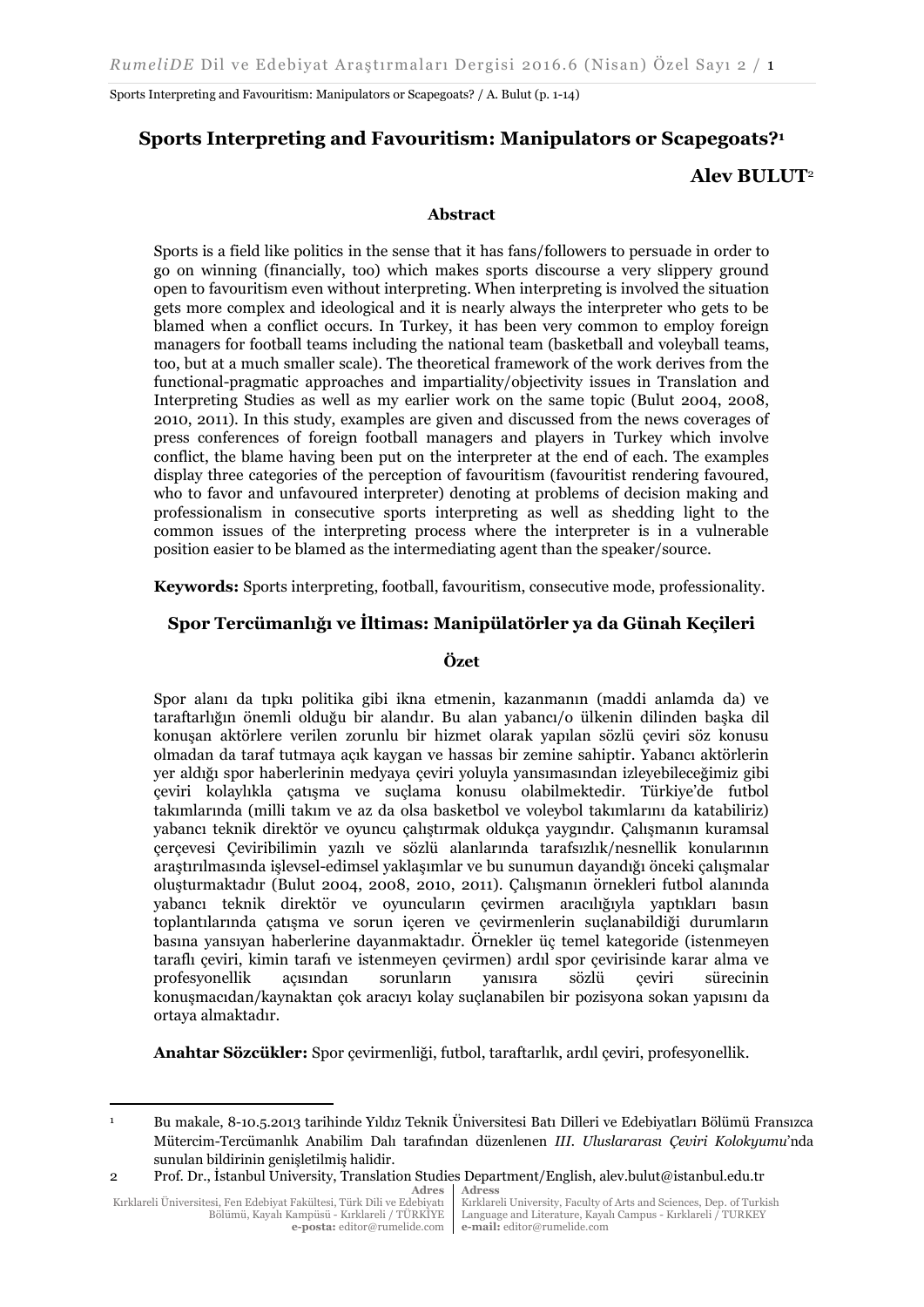# Sports Interpreting and Favouritism: Manipulators or Scapegoats?[1]

**Alev BULUT**[2]

### Abstract

Sports is a field like politics in the sense that it has fans/followers to persuade in order to go on winning (financially, too) which makes sports discourse a very slippery ground open to favouritism even without interpreting. When interpreting is involved the situation gets more complex and ideological and it is nearly always the interpreter who gets to be blamed when a conflict occurs. In Turkey, it has been very common to employ foreign managers for football teams including the national team (basketball and volleyball teams, too, but at a much smaller scale). The theoretical framework of the work derives from the functional-pragmatic approaches and impartiality/objectivity issues in Translation and Interpreting Studies as well as my earlier work on the same topic (Bulut 2004, 2008, 2010, 2011). In this study, examples are given and discussed from the news coverages of press conferences of foreign football managers and players in Turkey which involve conflict, the blame having been put on the interpreter at the end of each. The examples display three categories of the perception of favouritism (favouritist rendering favoured, who to favor and unfavoured interpreter) denoting at problems of decision making and professionalism in consecutive sports interpreting as well as shedding light to the common issues of the interpreting process where the interpreter is in a vulnerable position easier to be blamed as the intermediating agent than the speaker/source.

**Keywords:** Sports interpreting, football, favouritism, consecutive mode, professionality.

## Spor Tercümanlığı ve İltimas: Manipülatörler ya da Günah Keçileri

### Özet

Spor alanı da tıpkı politika gibi ikna etmenin, kazanmanın (maddi anlamda da) ve taraftarlığın önemli olduğu bir alandır. Bu alan yabancı/o ülkenin dilinden başka dil konuşan aktörlere verilen zorunlu bir hizmet olarak yapılan sözlü çeviri söz konusu olmadan da taraf tutmaya açık kaygan ve hassas bir zemine sahiptir. Yabancı aktörlerin yer aldığı spor haberlerinin medyaya çeviri yoluyla yansımasından izleyebileceğimiz gibi çeviri kolaylıkla çatışma ve suçlama konusu olabilmektedir. Türkiye'de futbol takımlarında (milli takım ve az da olsa basketbol ve voleybol takımlarını da katabiliriz) yabancı teknik direktör ve oyuncu çalıştırmak oldukça yaygındır. Çalışmanın kuramsal çerçevesi Çeviribilimin yazılı ve sözlü alanlarında tarafsızlık/nesnellik konularının araştırılmasında işlevsel-edimsel yaklaşımlar ve bu sunumun dayandığı önceki çalışmalar oluşturmaktadır (Bulut 2004, 2008, 2010, 2011). Çalışmanın örnekleri futbol alanında yabancı teknik direktör ve oyuncuların çevirmen aracılığıyla yaptıkları basın toplantılarında çatışma ve sorun içeren ve çevirmenlerin suçlanabildiği durumların basına yansıyan haberlerine dayanmaktadır. Örnekler üç temel kategoride (istenmeyen taraflı çeviri, kimin tarafı ve istenmeyen çevirmen) ardıl spor çevirisinde karar alma ve profesyonellik açısından sorunların yanısıra sözlü çeviri sürecinin konuşmacıdan/kaynaktan çok aracıyı kolay suçlanabilen bir pozisyona sokan yapısını da ortaya almaktadır.

**Anahtar Sözcükler:** Spor çevirmenliği, futbol, taraftarlık, ardıl çeviri, profesyonellik.

---

[1] Bu makale, 8-10.5.2013 tarihinde Yıldız Teknik Üniversitesi Batı Dilleri ve Edebiyatları Bölümü Fransızca Mütercim-Tercümanlık Anabilim Dalı tarafından düzenlenen *III. Uluslararası Çeviri Kolokyumu*'nda sunulan bildirinin genişletilmiş halidir.

[2] Prof. Dr., İstanbul University, Translation Studies Department/English, alev.bulut@istanbul.edu.tr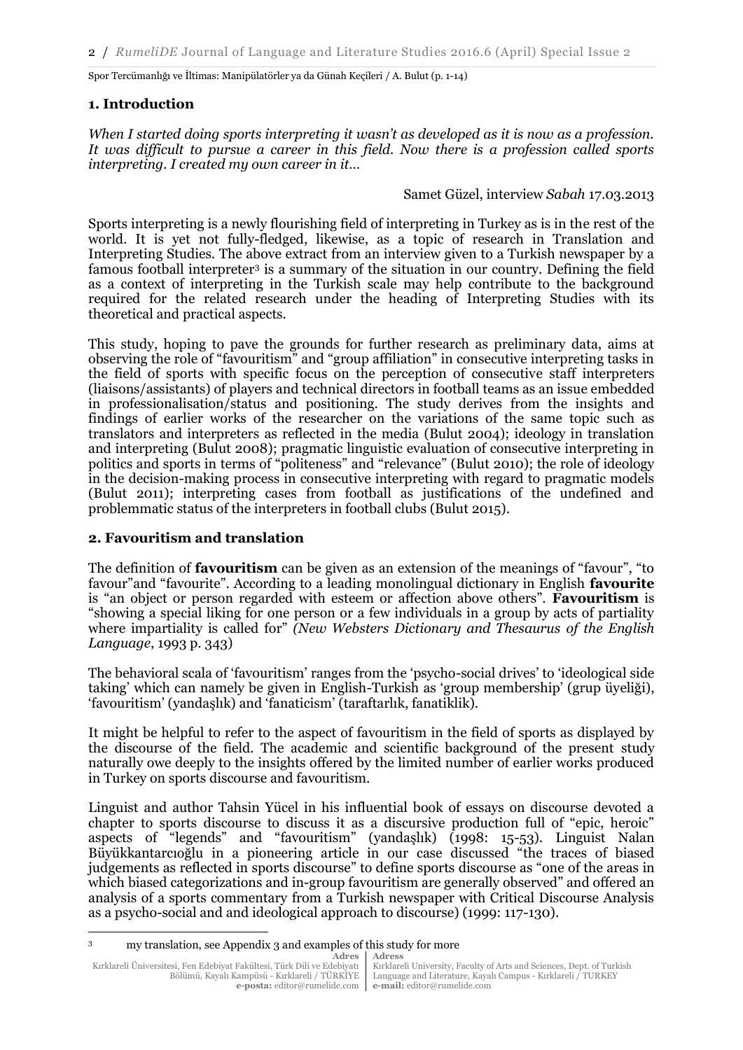## 1. Introduction

*When I started doing sports interpreting it wasn't as developed as it is now as a profession. It was difficult to pursue a career in this field. Now there is a profession called sports interpreting. I created my own career in it…*

Samet Güzel, interview *Sabah* 17.03.2013

Sports interpreting is a newly flourishing field of interpreting in Turkey as is in the rest of the world. It is yet not fully-fledged, likewise, as a topic of research in Translation and Interpreting Studies. The above extract from an interview given to a Turkish newspaper by a famous football interpreter[3] is a summary of the situation in our country. Defining the field as a context of interpreting in the Turkish scale may help contribute to the background required for the related research under the heading of Interpreting Studies with its theoretical and practical aspects.

This study, hoping to pave the grounds for further research as preliminary data, aims at observing the role of "favouritism" and "group affiliation" in consecutive interpreting tasks in the field of sports with specific focus on the perception of consecutive staff interpreters (liaisons/assistants) of players and technical directors in football teams as an issue embedded in professionalisation/status and positioning. The study derives from the insights and findings of earlier works of the researcher on the variations of the same topic such as translators and interpreters as reflected in the media (Bulut 2004); ideology in translation and interpreting (Bulut 2008); pragmatic linguistic evaluation of consecutive interpreting in politics and sports in terms of "politeness" and "relevance" (Bulut 2010); the role of ideology in the decision-making process in consecutive interpreting with regard to pragmatic models (Bulut 2011); interpreting cases from football as justifications of the undefined and problemmatic status of the interpreters in football clubs (Bulut 2015).

## 2. Favouritism and translation

The definition of **favouritism** can be given as an extension of the meanings of "favour", "to favour"and "favourite". According to a leading monolingual dictionary in English **favourite** is "an object or person regarded with esteem or affection above others". **Favouritism** is "showing a special liking for one person or a few individuals in a group by acts of partiality where impartiality is called for" *(New Websters Dictionary and Thesaurus of the English Language*, 1993 p. 343)

The behavioral scala of 'favouritism' ranges from the 'psycho-social drives' to 'ideological side taking' which can namely be given in English-Turkish as 'group membership' (grup üyeliği), 'favouritism' (yandaşlık) and 'fanaticism' (taraftarlık, fanatiklik).

It might be helpful to refer to the aspect of favouritism in the field of sports as displayed by the discourse of the field. The academic and scientific background of the present study naturally owe deeply to the insights offered by the limited number of earlier works produced in Turkey on sports discourse and favouritism.

Linguist and author Tahsin Yücel in his influential book of essays on discourse devoted a chapter to sports discourse to discuss it as a discursive production full of "epic, heroic" aspects of "legends" and "favouritism" (yandaşlık) (1998: 15-53). Linguist Nalan Büyükkantarcıoğlu in a pioneering article in our case discussed "the traces of biased judgements as reflected in sports discourse" to define sports discourse as "one of the areas in which biased categorizations and in-group favouritism are generally observed" and offered an analysis of a sports commentary from a Turkish newspaper with Critical Discourse Analysis as a psycho-social and and ideological approach to discourse) (1999: 117-130).

[3] my translation, see Appendix 3 and examples of this study for more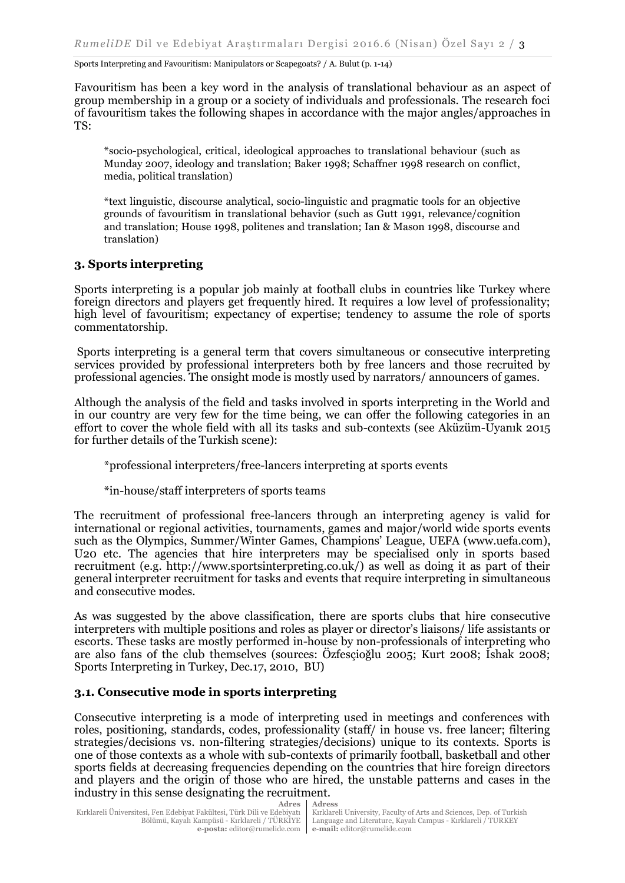Favouritism has been a key word in the analysis of translational behaviour as an aspect of group membership in a group or a society of individuals and professionals. The research foci of favouritism takes the following shapes in accordance with the major angles/approaches in TS:

*socio-psychological, critical, ideological approaches to translational behaviour (such as Munday 2007, ideology and translation; Baker 1998; Schaffner 1998 research on conflict, media, political translation)

*text linguistic, discourse analytical, socio-linguistic and pragmatic tools for an objective grounds of favouritism in translational behavior (such as Gutt 1991, relevance/cognition and translation; House 1998, politenes and translation; Ian & Mason 1998, discourse and translation)

### 3. Sports interpreting

Sports interpreting is a popular job mainly at football clubs in countries like Turkey where foreign directors and players get frequently hired. It requires a low level of professionality; high level of favouritism; expectancy of expertise; tendency to assume the role of sports commentatorship.

Sports interpreting is a general term that covers simultaneous or consecutive interpreting services provided by professional interpreters both by free lancers and those recruited by professional agencies. The onsight mode is mostly used by narrators/ announcers of games.

Although the analysis of the field and tasks involved in sports interpreting in the World and in our country are very few for the time being, we can offer the following categories in an effort to cover the whole field with all its tasks and sub-contexts (see Aküzüm-Uyanık 2015 for further details of the Turkish scene):

*professional interpreters/free-lancers interpreting at sports events

*in-house/staff interpreters of sports teams

The recruitment of professional free-lancers through an interpreting agency is valid for international or regional activities, tournaments, games and major/world wide sports events such as the Olympics, Summer/Winter Games, Champions' League, UEFA (www.uefa.com), U20 etc. The agencies that hire interpreters may be specialised only in sports based recruitment (e.g. http://www.sportsinterpreting.co.uk/) as well as doing it as part of their general interpreter recruitment for tasks and events that require interpreting in simultaneous and consecutive modes.

As was suggested by the above classification, there are sports clubs that hire consecutive interpreters with multiple positions and roles as player or director's liaisons/ life assistants or escorts. These tasks are mostly performed in-house by non-professionals of interpreting who are also fans of the club themselves (sources: Özfesçioğlu 2005; Kurt 2008; İshak 2008; Sports Interpreting in Turkey, Dec.17, 2010, BU)

### 3.1. Consecutive mode in sports interpreting

Consecutive interpreting is a mode of interpreting used in meetings and conferences with roles, positioning, standards, codes, professionality (staff/ in house vs. free lancer; filtering strategies/decisions vs. non-filtering strategies/decisions) unique to its contexts. Sports is one of those contexts as a whole with sub-contexts of primarily football, basketball and other sports fields at decreasing frequencies depending on the countries that hire foreign directors and players and the origin of those who are hired, the unstable patterns and cases in the industry in this sense designating the recruitment.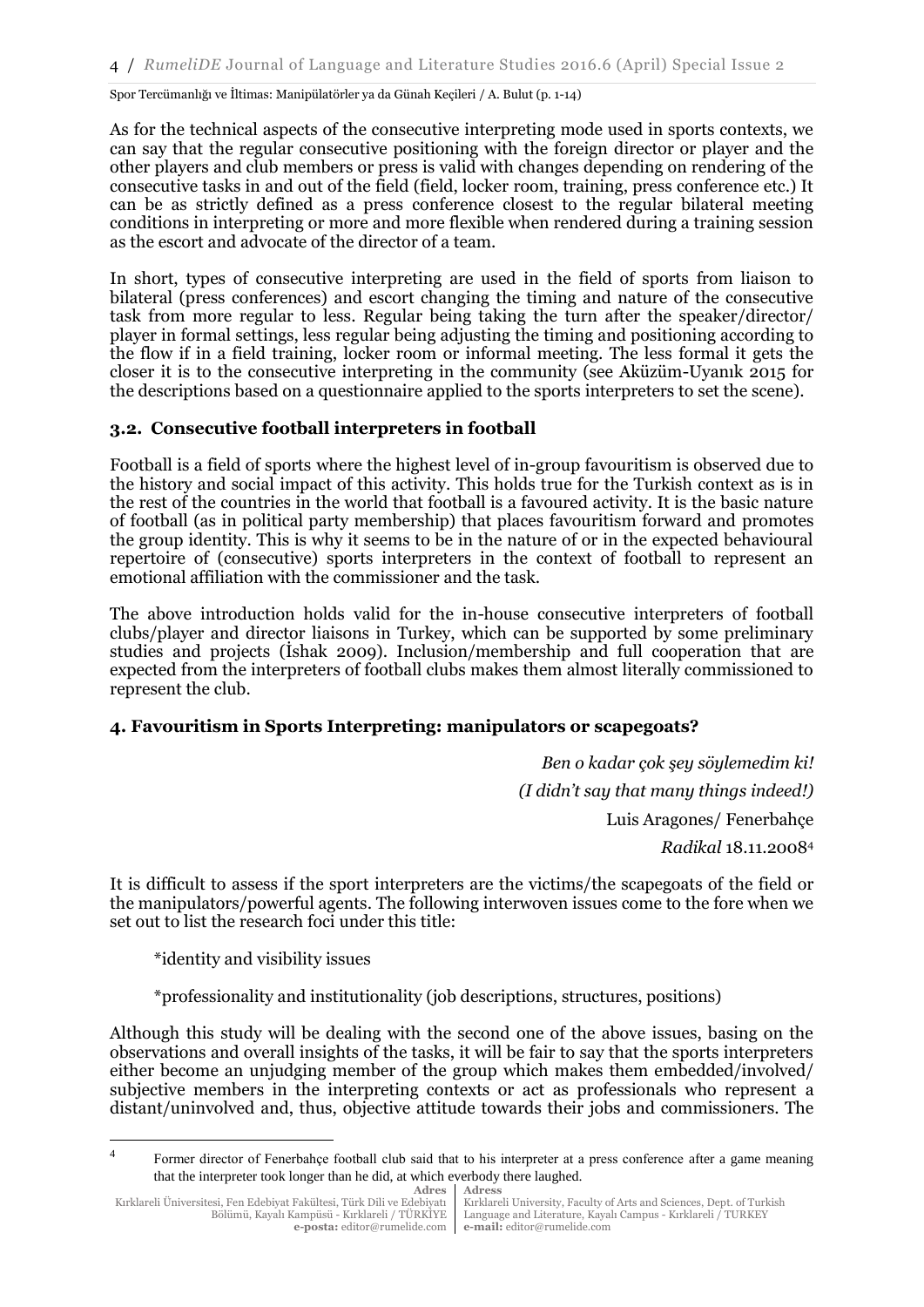As for the technical aspects of the consecutive interpreting mode used in sports contexts, we can say that the regular consecutive positioning with the foreign director or player and the other players and club members or press is valid with changes depending on rendering of the consecutive tasks in and out of the field (field, locker room, training, press conference etc.) It can be as strictly defined as a press conference closest to the regular bilateral meeting conditions in interpreting or more and more flexible when rendered during a training session as the escort and advocate of the director of a team.

In short, types of consecutive interpreting are used in the field of sports from liaison to bilateral (press conferences) and escort changing the timing and nature of the consecutive task from more regular to less. Regular being taking the turn after the speaker/director/ player in formal settings, less regular being adjusting the timing and positioning according to the flow if in a field training, locker room or informal meeting. The less formal it gets the closer it is to the consecutive interpreting in the community (see Aküzüm-Uyanık 2015 for the descriptions based on a questionnaire applied to the sports interpreters to set the scene).

### 3.2. Consecutive football interpreters in football

Football is a field of sports where the highest level of in-group favouritism is observed due to the history and social impact of this activity. This holds true for the Turkish context as is in the rest of the countries in the world that football is a favoured activity. It is the basic nature of football (as in political party membership) that places favouritism forward and promotes the group identity. This is why it seems to be in the nature of or in the expected behavioural repertoire of (consecutive) sports interpreters in the context of football to represent an emotional affiliation with the commissioner and the task.

The above introduction holds valid for the in-house consecutive interpreters of football clubs/player and director liaisons in Turkey, which can be supported by some preliminary studies and projects (İshak 2009). Inclusion/membership and full cooperation that are expected from the interpreters of football clubs makes them almost literally commissioned to represent the club.

## 4. Favouritism in Sports Interpreting: manipulators or scapegoats?

*Ben o kadar çok şey söylemedim ki!*

*(I didn't say that many things indeed!)*

Luis Aragones/ Fenerbahçe

*Radikal* 18.11.2008[4]

It is difficult to assess if the sport interpreters are the victims/the scapegoats of the field or the manipulators/powerful agents. The following interwoven issues come to the fore when we set out to list the research foci under this title:

*identity and visibility issues

*professionality and institutionality (job descriptions, structures, positions)

Although this study will be dealing with the second one of the above issues, basing on the observations and overall insights of the tasks, it will be fair to say that the sports interpreters either become an unjudging member of the group which makes them embedded/involved/ subjective members in the interpreting contexts or act as professionals who represent a distant/uninvolved and, thus, objective attitude towards their jobs and commissioners. The

---

[4] Former director of Fenerbahçe football club said that to his interpreter at a press conference after a game meaning that the interpreter took longer than he did, at which everbody there laughed.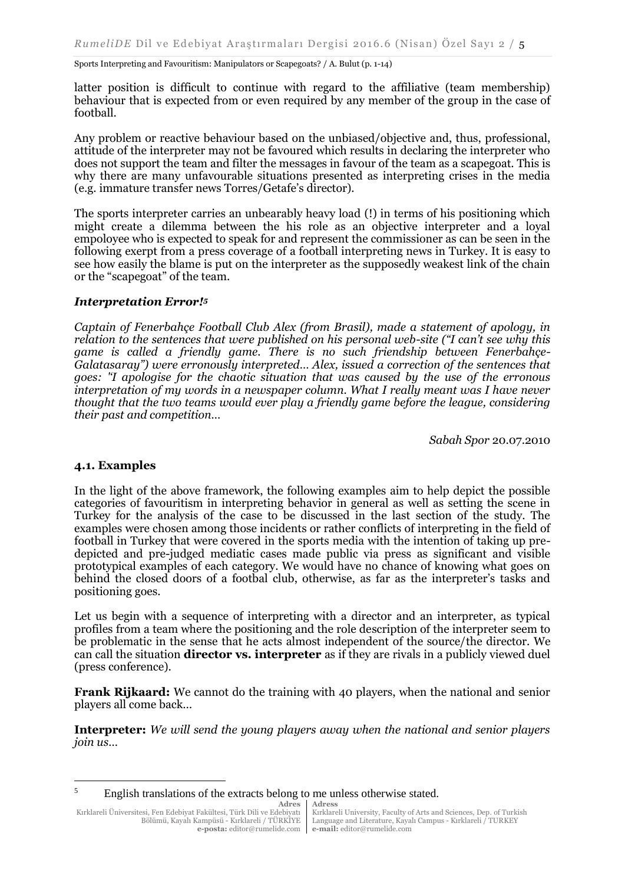latter position is difficult to continue with regard to the affiliative (team membership) behaviour that is expected from or even required by any member of the group in the case of football.

Any problem or reactive behaviour based on the unbiased/objective and, thus, professional, attitude of the interpreter may not be favoured which results in declaring the interpreter who does not support the team and filter the messages in favour of the team as a scapegoat. This is why there are many unfavourable situations presented as interpreting crises in the media (e.g. immature transfer news Torres/Getafe's director).

The sports interpreter carries an unbearably heavy load (!) in terms of his positioning which might create a dilemma between the his role as an objective interpreter and a loyal empoloyee who is expected to speak for and represent the commissioner as can be seen in the following exerpt from a press coverage of a football interpreting news in Turkey. It is easy to see how easily the blame is put on the interpreter as the supposedly weakest link of the chain or the "scapegoat" of the team.

***Interpretation Error!*[5]**

*Captain of Fenerbahçe Football Club Alex (from Brasil), made a statement of apology, in relation to the sentences that were published on his personal web-site ("I can't see why this game is called a friendly game. There is no such friendship between Fenerbahçe-Galatasaray") were erronously interpreted… Alex, issued a correction of the sentences that goes: "I apologise for the chaotic situation that was caused by the use of the erronous interpretation of my words in a newspaper column. What I really meant was I have never thought that the two teams would ever play a friendly game before the league, considering their past and competition…*

*Sabah Spor* 20.07.2010

### 4.1. Examples

In the light of the above framework, the following examples aim to help depict the possible categories of favouritism in interpreting behavior in general as well as setting the scene in Turkey for the analysis of the case to be discussed in the last section of the study. The examples were chosen among those incidents or rather conflicts of interpreting in the field of football in Turkey that were covered in the sports media with the intention of taking up pre-depicted and pre-judged mediatic cases made public via press as significant and visible prototypical examples of each category. We would have no chance of knowing what goes on behind the closed doors of a footbal club, otherwise, as far as the interpreter's tasks and positioning goes.

Let us begin with a sequence of interpreting with a director and an interpreter, as typical profiles from a team where the positioning and the role description of the interpreter seem to be problematic in the sense that he acts almost independent of the source/the director. We can call the situation **director vs. interpreter** as if they are rivals in a publicly viewed duel (press conference).

**Frank Rijkaard:** We cannot do the training with 40 players, when the national and senior players all come back…

**Interpreter:** *We will send the young players away when the national and senior players join us…*

[5] English translations of the extracts belong to me unless otherwise stated.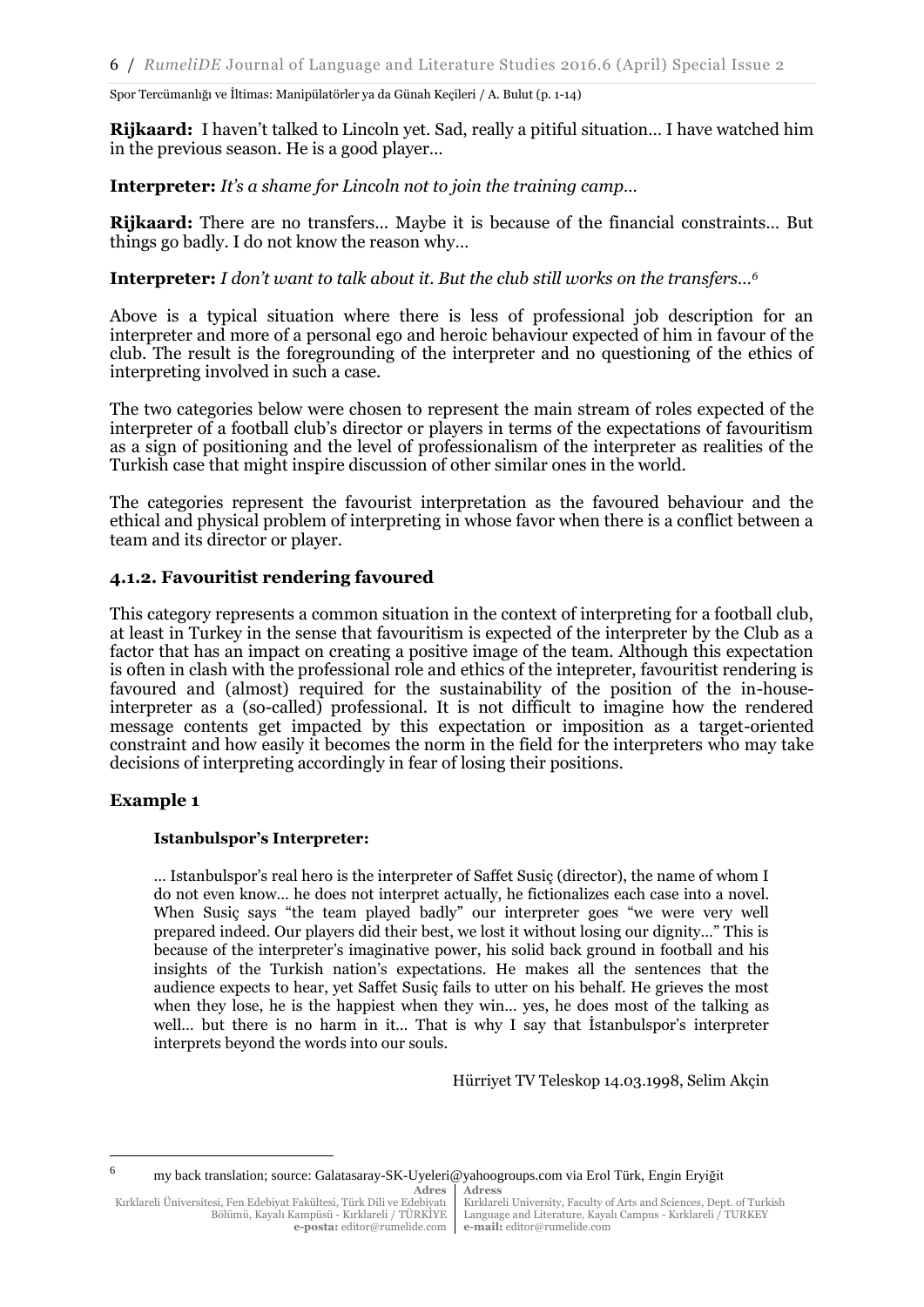**Rijkaard:** I haven't talked to Lincoln yet. Sad, really a pitiful situation… I have watched him in the previous season. He is a good player…

**Interpreter:** *It's a shame for Lincoln not to join the training camp…*

**Rijkaard:** There are no transfers… Maybe it is because of the financial constraints… But things go badly. I do not know the reason why…

**Interpreter:** *I don't want to talk about it. But the club still works on the transfers…*[6]

Above is a typical situation where there is less of professional job description for an interpreter and more of a personal ego and heroic behaviour expected of him in favour of the club. The result is the foregrounding of the interpreter and no questioning of the ethics of interpreting involved in such a case.

The two categories below were chosen to represent the main stream of roles expected of the interpreter of a football club's director or players in terms of the expectations of favouritism as a sign of positioning and the level of professionalism of the interpreter as realities of the Turkish case that might inspire discussion of other similar ones in the world.

The categories represent the favourist interpretation as the favoured behaviour and the ethical and physical problem of interpreting in whose favor when there is a conflict between a team and its director or player.

### 4.1.2. Favouritist rendering favoured

This category represents a common situation in the context of interpreting for a football club, at least in Turkey in the sense that favouritism is expected of the interpreter by the Club as a factor that has an impact on creating a positive image of the team. Although this expectation is often in clash with the professional role and ethics of the intepreter, favouritist rendering is favoured and (almost) required for the sustainability of the position of the in-house-interpreter as a (so-called) professional. It is not difficult to imagine how the rendered message contents get impacted by this expectation or imposition as a target-oriented constraint and how easily it becomes the norm in the field for the interpreters who may take decisions of interpreting accordingly in fear of losing their positions.

### Example 1

**Istanbulspor's Interpreter:**

> … Istanbulspor's real hero is the interpreter of Saffet Susiç (director), the name of whom I do not even know… he does not interpret actually, he fictionalizes each case into a novel. When Susiç says "the team played badly" our interpreter goes "we were very well prepared indeed. Our players did their best, we lost it without losing our dignity…" This is because of the interpreter's imaginative power, his solid back ground in football and his insights of the Turkish nation's expectations. He makes all the sentences that the audience expects to hear, yet Saffet Susiç fails to utter on his behalf. He grieves the most when they lose, he is the happiest when they win… yes, he does most of the talking as well… but there is no harm in it… That is why I say that İstanbulspor's interpreter interprets beyond the words into our souls.
>
> Hürriyet TV Teleskop 14.03.1998, Selim Akçin

---

[6] my back translation; source: Galatasaray-SK-Uyeleri@yahoogroups.com via Erol Türk, Engin Eryiğit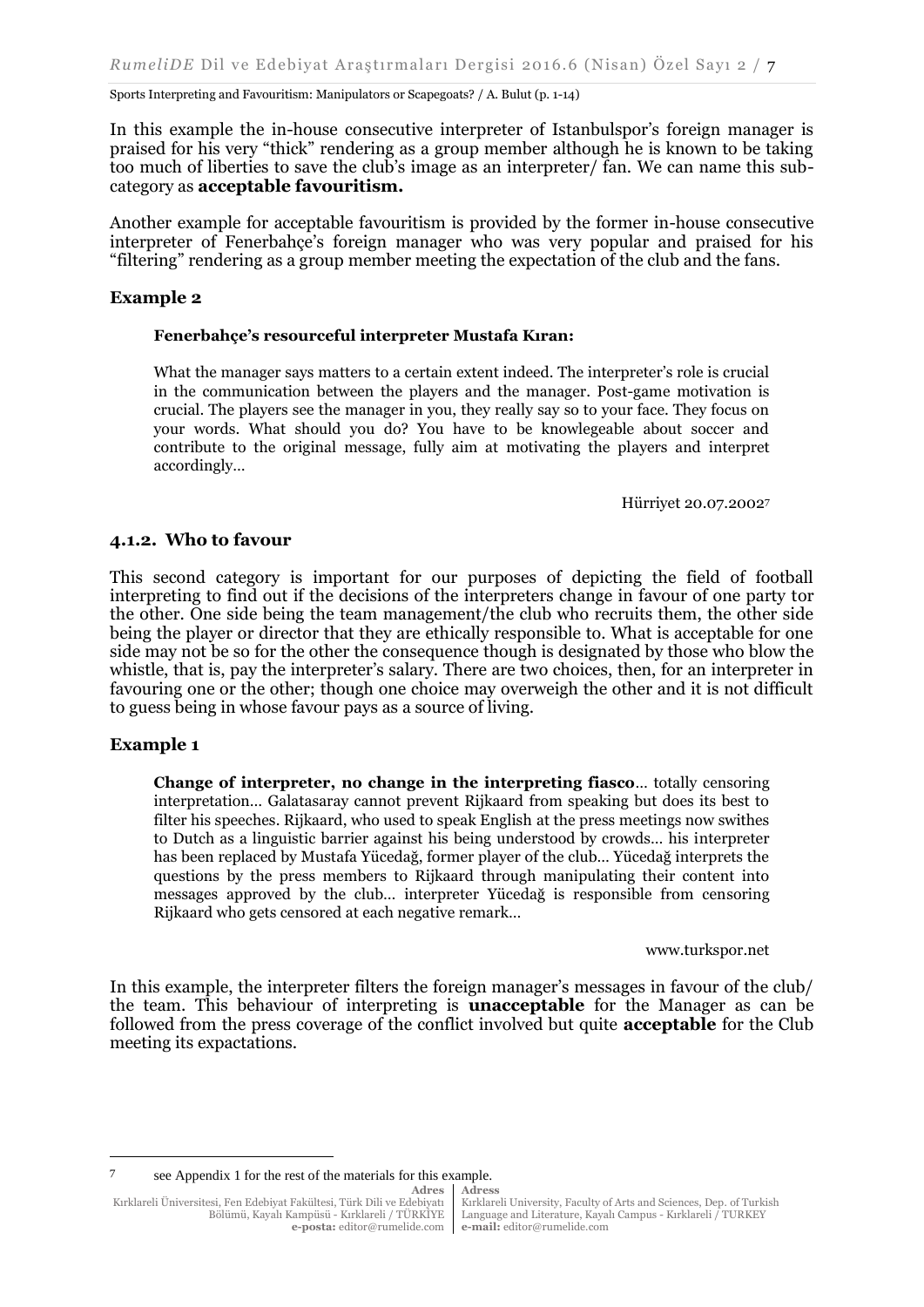In this example the in-house consecutive interpreter of Istanbulspor's foreign manager is praised for his very "thick" rendering as a group member although he is known to be taking too much of liberties to save the club's image as an interpreter/ fan. We can name this sub-category as **acceptable favouritism.**

Another example for acceptable favouritism is provided by the former in-house consecutive interpreter of Fenerbahçe's foreign manager who was very popular and praised for his "filtering" rendering as a group member meeting the expectation of the club and the fans.

### Example 2

> **Fenerbahçe's resourceful interpreter Mustafa Kıran:**
>
> What the manager says matters to a certain extent indeed. The interpreter's role is crucial in the communication between the players and the manager. Post-game motivation is crucial. The players see the manager in you, they really say so to your face. They focus on your words. What should you do? You have to be knowlegeable about soccer and contribute to the original message, fully aim at motivating the players and interpret accordingly…
>
> Hürriyet 20.07.2002[7]

### 4.1.2. Who to favour

This second category is important for our purposes of depicting the field of football interpreting to find out if the decisions of the interpreters change in favour of one party tor the other. One side being the team management/the club who recruits them, the other side being the player or director that they are ethically responsible to. What is acceptable for one side may not be so for the other the consequence though is designated by those who blow the whistle, that is, pay the interpreter's salary. There are two choices, then, for an interpreter in favouring one or the other; though one choice may overweigh the other and it is not difficult to guess being in whose favour pays as a source of living.

### Example 1

> **Change of interpreter, no change in the interpreting fiasco**… totally censoring interpretation… Galatasaray cannot prevent Rijkaard from speaking but does its best to filter his speeches. Rijkaard, who used to speak English at the press meetings now swithes to Dutch as a linguistic barrier against his being understood by crowds… his interpreter has been replaced by Mustafa Yücedağ, former player of the club… Yücedağ interprets the questions by the press members to Rijkaard through manipulating their content into messages approved by the club… interpreter Yücedağ is responsible from censoring Rijkaard who gets censored at each negative remark…
>
> www.turkspor.net

In this example, the interpreter filters the foreign manager's messages in favour of the club/ the team. This behaviour of interpreting is **unacceptable** for the Manager as can be followed from the press coverage of the conflict involved but quite **acceptable** for the Club meeting its expactations.

---

[7] see Appendix 1 for the rest of the materials for this example.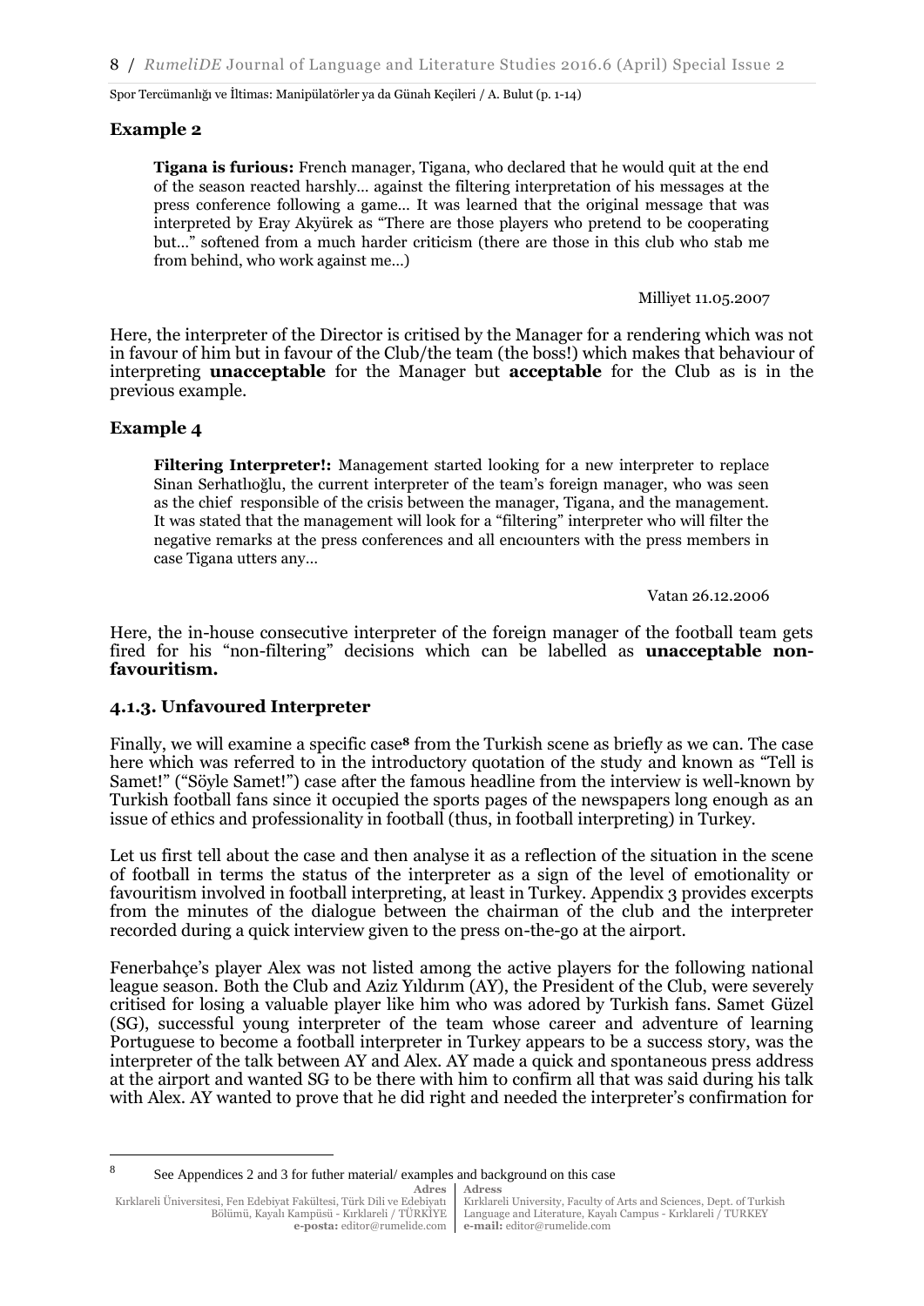**Example 2**

> **Tigana is furious:** French manager, Tigana, who declared that he would quit at the end of the season reacted harshly… against the filtering interpretation of his messages at the press conference following a game… It was learned that the original message that was interpreted by Eray Akyürek as "There are those players who pretend to be cooperating but…" softened from a much harder criticism (there are those in this club who stab me from behind, who work against me…)
>
> Milliyet 11.05.2007

Here, the interpreter of the Director is critised by the Manager for a rendering which was not in favour of him but in favour of the Club/the team (the boss!) which makes that behaviour of interpreting **unacceptable** for the Manager but **acceptable** for the Club as is in the previous example.

**Example 4**

> **Filtering Interpreter!:** Management started looking for a new interpreter to replace Sinan Serhatlıoğlu, the current interpreter of the team's foreign manager, who was seen as the chief responsible of the crisis between the manager, Tigana, and the management. It was stated that the management will look for a "filtering" interpreter who will filter the negative remarks at the press conferences and all encıounters with the press members in case Tigana utters any…
>
> Vatan 26.12.2006

Here, the in-house consecutive interpreter of the foreign manager of the football team gets fired for his "non-filtering" decisions which can be labelled as **unacceptable non-favouritism.**

### 4.1.3. Unfavoured Interpreter

Finally, we will examine a specific case[8] from the Turkish scene as briefly as we can. The case here which was referred to in the introductory quotation of the study and known as "Tell is Samet!" ("Söyle Samet!") case after the famous headline from the interview is well-known by Turkish football fans since it occupied the sports pages of the newspapers long enough as an issue of ethics and professionality in football (thus, in football interpreting) in Turkey.

Let us first tell about the case and then analyse it as a reflection of the situation in the scene of football in terms the status of the interpreter as a sign of the level of emotionality or favouritism involved in football interpreting, at least in Turkey. Appendix 3 provides excerpts from the minutes of the dialogue between the chairman of the club and the interpreter recorded during a quick interview given to the press on-the-go at the airport.

Fenerbahçe's player Alex was not listed among the active players for the following national league season. Both the Club and Aziz Yıldırım (AY), the President of the Club, were severely critised for losing a valuable player like him who was adored by Turkish fans. Samet Güzel (SG), successful young interpreter of the team whose career and adventure of learning Portuguese to become a football interpreter in Turkey appears to be a success story, was the interpreter of the talk between AY and Alex. AY made a quick and spontaneous press address at the airport and wanted SG to be there with him to confirm all that was said during his talk with Alex. AY wanted to prove that he did right and needed the interpreter's confirmation for

---

[8] See Appendices 2 and 3 for futher material/ examples and background on this case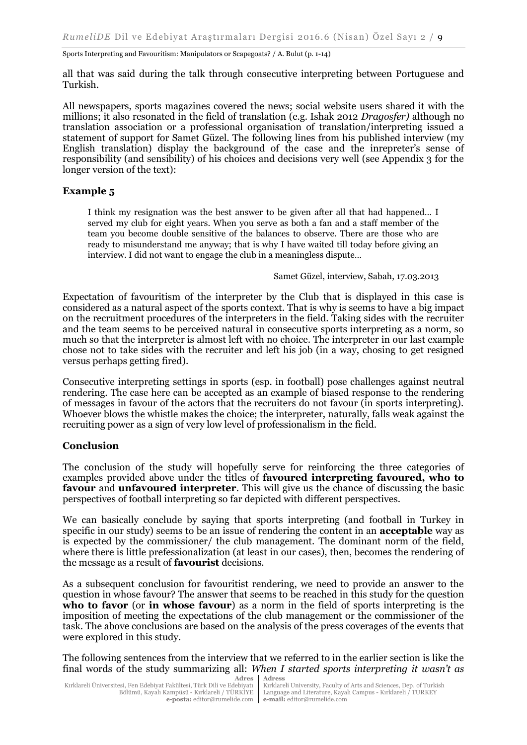all that was said during the talk through consecutive interpreting between Portuguese and Turkish.

All newspapers, sports magazines covered the news; social website users shared it with the millions; it also resonated in the field of translation (e.g. Ishak 2012 *Dragosfer)* although no translation association or a professional organisation of translation/interpreting issued a statement of support for Samet Güzel. The following lines from his published interview (my English translation) display the background of the case and the inrepreter's sense of responsibility (and sensibility) of his choices and decisions very well (see Appendix 3 for the longer version of the text):

### Example 5

> I think my resignation was the best answer to be given after all that had happened... I served my club for eight years. When you serve as both a fan and a staff member of the team you become double sensitive of the balances to observe. There are those who are ready to misunderstand me anyway; that is why I have waited till today before giving an interview. I did not want to engage the club in a meaningless dispute...
>
> Samet Güzel, interview, Sabah, 17.03.2013

Expectation of favouritism of the interpreter by the Club that is displayed in this case is considered as a natural aspect of the sports context. That is why is seems to have a big impact on the recruitment procedures of the interpreters in the field. Taking sides with the recruiter and the team seems to be perceived natural in consecutive sports interpreting as a norm, so much so that the interpreter is almost left with no choice. The interpreter in our last example chose not to take sides with the recruiter and left his job (in a way, chosing to get resigned versus perhaps getting fired).

Consecutive interpreting settings in sports (esp. in football) pose challenges against neutral rendering. The case here can be accepted as an example of biased response to the rendering of messages in favour of the actors that the recruiters do not favour (in sports interpreting). Whoever blows the whistle makes the choice; the interpreter, naturally, falls weak against the recruiting power as a sign of very low level of professionalism in the field.

## Conclusion

The conclusion of the study will hopefully serve for reinforcing the three categories of examples provided above under the titles of **favoured interpreting favoured, who to favour** and **unfavoured interpreter**. This will give us the chance of discussing the basic perspectives of football interpreting so far depicted with different perspectives.

We can basically conclude by saying that sports interpreting (and football in Turkey in specific in our study) seems to be an issue of rendering the content in an **acceptable** way as is expected by the commissioner/ the club management. The dominant norm of the field, where there is little prefessionalization (at least in our cases), then, becomes the rendering of the message as a result of **favourist** decisions.

As a subsequent conclusion for favouritist rendering, we need to provide an answer to the question in whose favour? The answer that seems to be reached in this study for the question **who to favor** (or **in whose favour**) as a norm in the field of sports interpreting is the imposition of meeting the expectations of the club management or the commissioner of the task. The above conclusions are based on the analysis of the press coverages of the events that were explored in this study.

The following sentences from the interview that we referred to in the earlier section is like the final words of the study summarizing all: *When I started sports interpreting it wasn't as*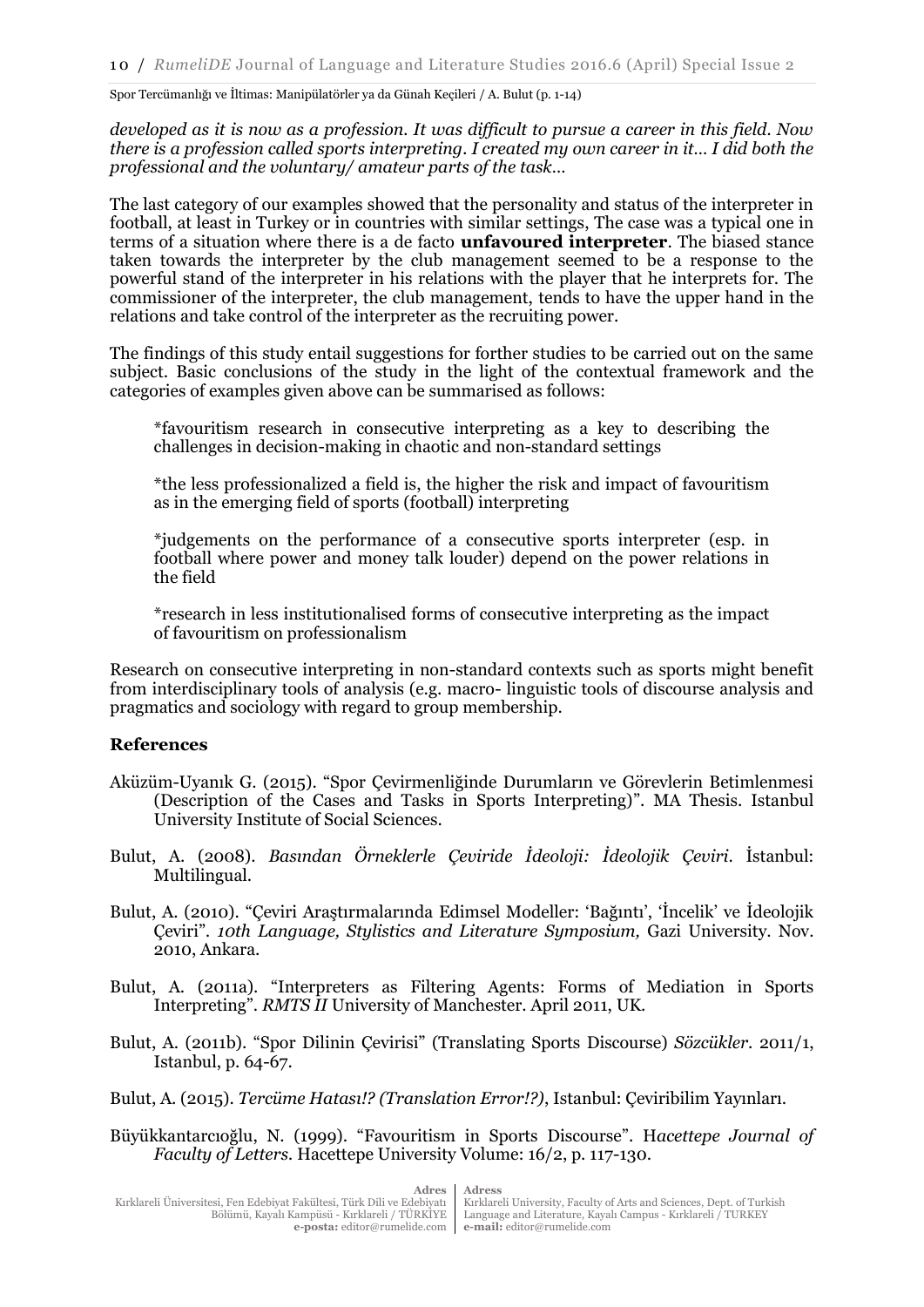*developed as it is now as a profession. It was difficult to pursue a career in this field. Now there is a profession called sports interpreting. I created my own career in it… I did both the professional and the voluntary/ amateur parts of the task…*

The last category of our examples showed that the personality and status of the interpreter in football, at least in Turkey or in countries with similar settings, The case was a typical one in terms of a situation where there is a de facto **unfavoured interpreter**. The biased stance taken towards the interpreter by the club management seemed to be a response to the powerful stand of the interpreter in his relations with the player that he interprets for. The commissioner of the interpreter, the club management, tends to have the upper hand in the relations and take control of the interpreter as the recruiting power.

The findings of this study entail suggestions for forther studies to be carried out on the same subject. Basic conclusions of the study in the light of the contextual framework and the categories of examples given above can be summarised as follows:

> *favouritism research in consecutive interpreting as a key to describing the challenges in decision-making in chaotic and non-standard settings
>
> *the less professionalized a field is, the higher the risk and impact of favouritism as in the emerging field of sports (football) interpreting
>
> *judgements on the performance of a consecutive sports interpreter (esp. in football where power and money talk louder) depend on the power relations in the field
>
> *research in less institutionalised forms of consecutive interpreting as the impact of favouritism on professionalism

Research on consecutive interpreting in non-standard contexts such as sports might benefit from interdisciplinary tools of analysis (e.g. macro- linguistic tools of discourse analysis and pragmatics and sociology with regard to group membership.

## References

Aküzüm-Uyanık G. (2015). "Spor Çevirmenliğinde Durumların ve Görevlerin Betimlenmesi (Description of the Cases and Tasks in Sports Interpreting)". MA Thesis. Istanbul University Institute of Social Sciences.

Bulut, A. (2008). *Basından Örneklerle Çeviride İdeoloji: İdeolojik Çeviri*. İstanbul: Multilingual.

Bulut, A. (2010). "Çeviri Araştırmalarında Edimsel Modeller: 'Bağıntı', 'İncelik' ve İdeolojik Çeviri". *10th Language, Stylistics and Literature Symposium,* Gazi University. Nov. 2010, Ankara.

Bulut, A. (2011a). "Interpreters as Filtering Agents: Forms of Mediation in Sports Interpreting". *RMTS II* University of Manchester. April 2011, UK.

Bulut, A. (2011b). "Spor Dilinin Çevirisi" (Translating Sports Discourse) *Sözcükler*. 2011/1, Istanbul, p. 64-67.

Bulut, A. (2015). *Tercüme Hatası!? (Translation Error!?)*, Istanbul: Çeviribilim Yayınları.

Büyükkantarcıoğlu, N. (1999). "Favouritism in Sports Discourse". H*acettepe Journal of Faculty of Letters*. Hacettepe University Volume: 16/2, p. 117-130.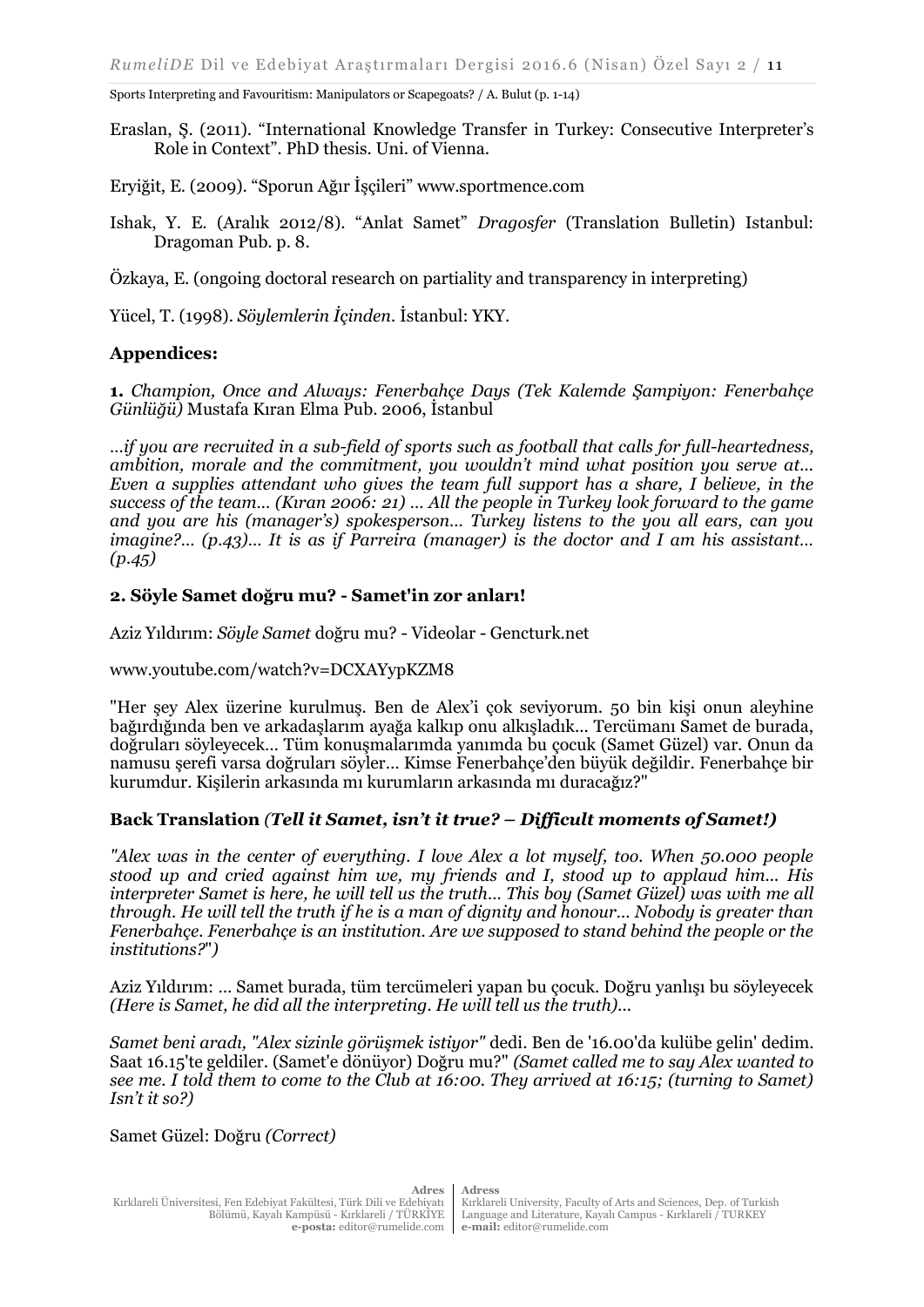Eraslan, Ş. (2011). "International Knowledge Transfer in Turkey: Consecutive Interpreter's Role in Context". PhD thesis. Uni. of Vienna.

Eryiğit, E. (2009). "Sporun Ağır İşçileri" www.sportmence.com

Ishak, Y. E. (Aralık 2012/8). "Anlat Samet" *Dragosfer* (Translation Bulletin) Istanbul: Dragoman Pub. p. 8.

Özkaya, E. (ongoing doctoral research on partiality and transparency in interpreting)

Yücel, T. (1998). *Söylemlerin İçinden*. İstanbul: YKY.

## Appendices:

**1.** *Champion, Once and Always: Fenerbahçe Days (Tek Kalemde Şampiyon: Fenerbahçe Günlüğü)* Mustafa Kıran Elma Pub. 2006, İstanbul

*...if you are recruited in a sub-field of sports such as football that calls for full-heartedness, ambition, morale and the commitment, you wouldn't mind what position you serve at... Even a supplies attendant who gives the team full support has a share, I believe, in the success of the team... (Kıran 2006: 21) ... All the people in Turkey look forward to the game and you are his (manager's) spokesperson... Turkey listens to the you all ears, can you imagine?... (p.43)... It is as if Parreira (manager) is the doctor and I am his assistant... (p.45)*

### 2. Söyle Samet doğru mu? - Samet'in zor anları!

Aziz Yıldırım: *Söyle Samet* doğru mu? - Videolar - Gencturk.net

www.youtube.com/watch?v=DCXAYypKZM8

"Her şey Alex üzerine kurulmuş. Ben de Alex'i çok seviyorum. 50 bin kişi onun aleyhine bağırdığında ben ve arkadaşlarım ayağa kalkıp onu alkışladık... Tercümanı Samet de burada, doğruları söyleyecek... Tüm konuşmalarımda yanımda bu çocuk (Samet Güzel) var. Onun da namusu şerefi varsa doğruları söyler... Kimse Fenerbahçe'den büyük değildir. Fenerbahçe bir kurumdur. Kişilerin arkasında mı kurumların arkasında mı duracağız?"

### Back Translation *(Tell it Samet, isn't it true? – Difficult moments of Samet!)*

*"Alex was in the center of everything. I love Alex a lot myself, too. When 50.000 people stood up and cried against him we, my friends and I, stood up to applaud him... His interpreter Samet is here, he will tell us the truth... This boy (Samet Güzel) was with me all through. He will tell the truth if he is a man of dignity and honour... Nobody is greater than Fenerbahçe. Fenerbahçe is an institution. Are we supposed to stand behind the people or the institutions?")*

Aziz Yıldırım: ... Samet burada, tüm tercümeleri yapan bu çocuk. Doğru yanlışı bu söyleyecek *(Here is Samet, he did all the interpreting. He will tell us the truth)...*

*Samet beni aradı, "Alex sizinle görüşmek istiyor"* dedi. Ben de '16.00'da kulübe gelin' dedim. Saat 16.15'te geldiler. (Samet'e dönüyor) Doğru mu?" *(Samet called me to say Alex wanted to see me. I told them to come to the Club at 16:00. They arrived at 16:15; (turning to Samet) Isn't it so?)*

Samet Güzel: Doğru *(Correct)*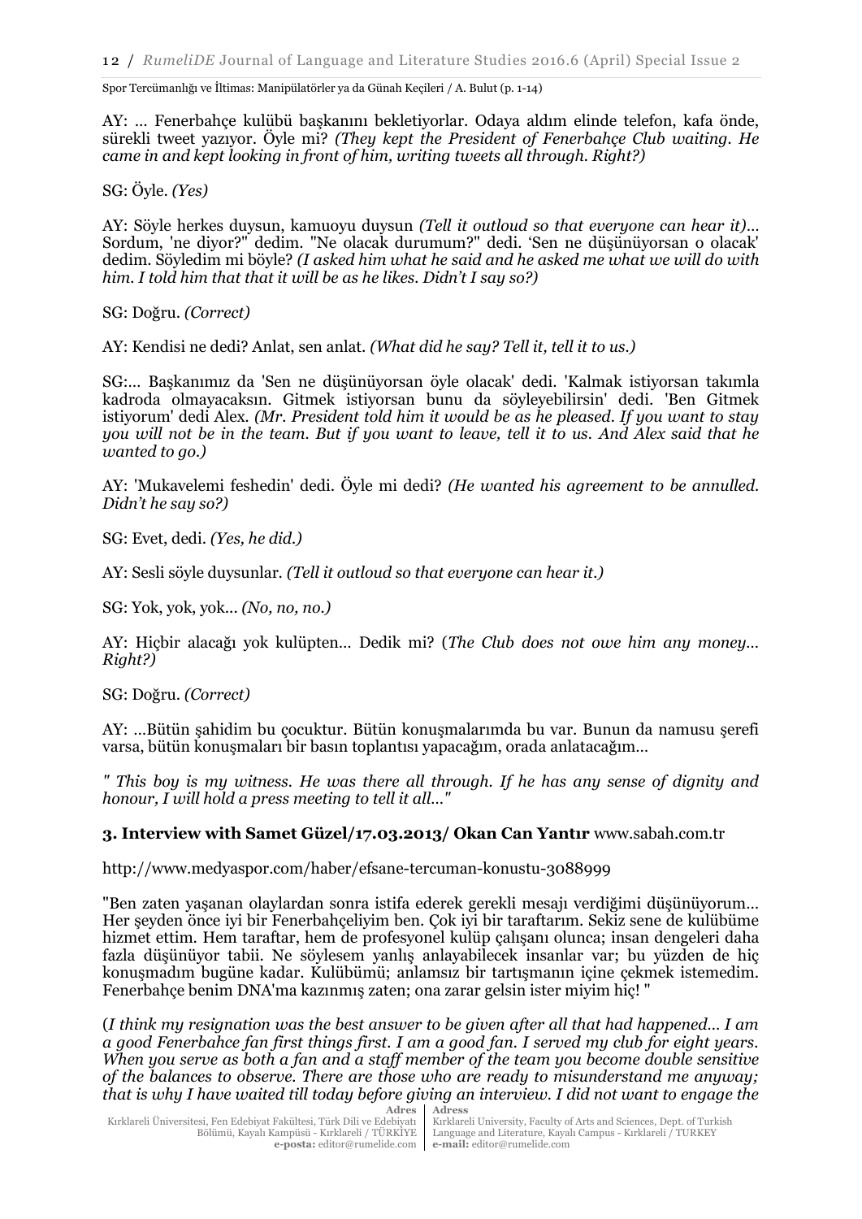AY: … Fenerbahçe kulübü başkanını bekletiyorlar. Odaya aldım elinde telefon, kafa önde, sürekli tweet yazıyor. Öyle mi? *(They kept the President of Fenerbahçe Club waiting. He came in and kept looking in front of him, writing tweets all through. Right?)*

SG: Öyle. *(Yes)*

AY: Söyle herkes duysun, kamuoyu duysun *(Tell it outloud so that everyone can hear it)*… Sordum, 'ne diyor?" dedim. "Ne olacak durumum?" dedi. 'Sen ne düşünüyorsan o olacak' dedim. Söyledim mi böyle? *(I asked him what he said and he asked me what we will do with him. I told him that that it will be as he likes. Didn't I say so?)*

SG: Doğru. *(Correct)*

AY: Kendisi ne dedi? Anlat, sen anlat. *(What did he say? Tell it, tell it to us.)*

SG:… Başkanımız da 'Sen ne düşünüyorsan öyle olacak' dedi. 'Kalmak istiyorsan takımla kadroda olmayacaksın. Gitmek istiyorsan bunu da söyleyebilirsin' dedi. 'Ben Gitmek istiyorum' dedi Alex. *(Mr. President told him it would be as he pleased. If you want to stay you will not be in the team. But if you want to leave, tell it to us. And Alex said that he wanted to go.)*

AY: 'Mukavelemi feshedin' dedi. Öyle mi dedi? *(He wanted his agreement to be annulled. Didn't he say so?)*

SG: Evet, dedi. *(Yes, he did.)*

AY: Sesli söyle duysunlar. *(Tell it outloud so that everyone can hear it.)*

SG: Yok, yok, yok… *(No, no, no.)*

AY: Hiçbir alacağı yok kulüpten… Dedik mi? (*The Club does not owe him any money… Right?)*

SG: Doğru. *(Correct)*

AY: …Bütün şahidim bu çocuktur. Bütün konuşmalarımda bu var. Bunun da namusu şerefi varsa, bütün konuşmaları bir basın toplantısı yapacağım, orada anlatacağım…

*" This boy is my witness. He was there all through. If he has any sense of dignity and honour, I will hold a press meeting to tell it all…"*

### 3. Interview with Samet Güzel/17.03.2013/ Okan Can Yantır www.sabah.com.tr

http://www.medyaspor.com/haber/efsane-tercuman-konustu-3088999

"Ben zaten yaşanan olaylardan sonra istifa ederek gerekli mesajı verdiğimi düşünüyorum… Her şeyden önce iyi bir Fenerbahçeliyim ben. Çok iyi bir taraftarım. Sekiz sene de kulübüme hizmet ettim. Hem taraftar, hem de profesyonel kulüp çalışanı olunca; insan dengeleri daha fazla düşünüyor tabii. Ne söylesem yanlış anlayabilecek insanlar var; bu yüzden de hiç konuşmadım bugüne kadar. Kulübümü; anlamsız bir tartışmanın içine çekmek istemedim. Fenerbahçe benim DNA'ma kazınmış zaten; ona zarar gelsin ister miyim hiç! "

(*I think my resignation was the best answer to be given after all that had happened… I am a good Fenerbahce fan first things first. I am a good fan. I served my club for eight years. When you serve as both a fan and a staff member of the team you become double sensitive of the balances to observe. There are those who are ready to misunderstand me anyway; that is why I have waited till today before giving an interview. I did not want to engage the*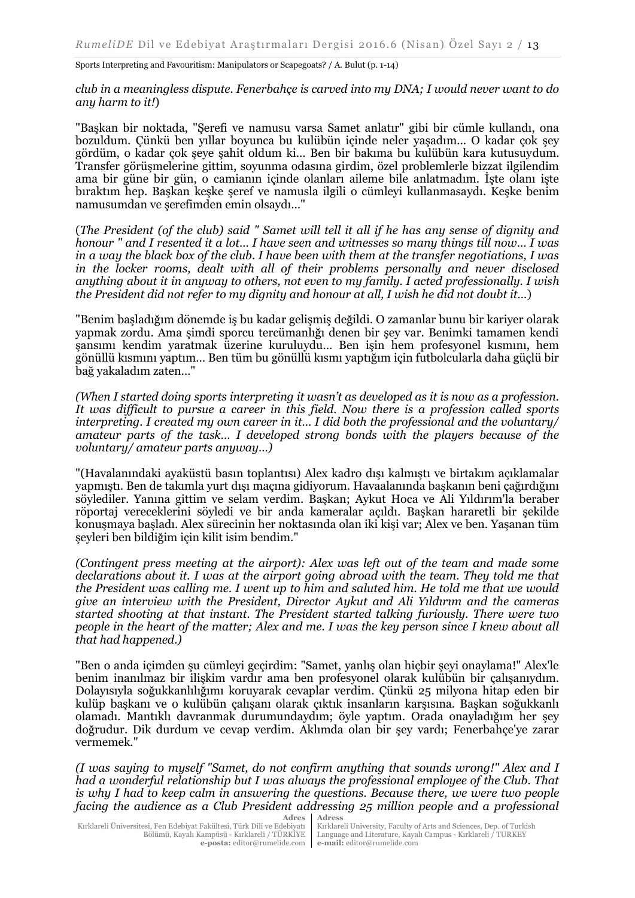*club in a meaningless dispute. Fenerbahçe is carved into my DNA; I would never want to do any harm to it!*)

"Başkan bir noktada, "Şerefi ve namusu varsa Samet anlatır" gibi bir cümle kullandı, ona bozuldum. Çünkü ben yıllar boyunca bu kulübün içinde neler yaşadım… O kadar çok şey gördüm, o kadar çok şeye şahit oldum ki… Ben bir bakıma bu kulübün kara kutusuydum. Transfer görüşmelerine gittim, soyunma odasına girdim, özel problemlerle bizzat ilgilendim ama bir güne bir gün, o camianın içinde olanları aileme bile anlatmadım. İşte olanı işte bıraktım hep. Başkan keşke şeref ve namusla ilgili o cümleyi kullanmasaydı. Keşke benim namusumdan ve şerefimden emin olsaydı…"

(*The President (of the club) said " Samet will tell it all if he has any sense of dignity and honour " and I resented it a lot… I have seen and witnesses so many things till now… I was in a way the black box of the club. I have been with them at the transfer negotiations, I was in the locker rooms, dealt with all of their problems personally and never disclosed anything about it in anyway to others, not even to my family. I acted professionally. I wish the President did not refer to my dignity and honour at all, I wish he did not doubt it…*)

"Benim başladığım dönemde iş bu kadar gelişmiş değildi. O zamanlar bunu bir kariyer olarak yapmak zordu. Ama şimdi sporcu tercümanlığı denen bir şey var. Benimki tamamen kendi şansımı kendim yaratmak üzerine kuruluydu… Ben işin hem profesyonel kısmını, hem gönüllü kısmını yaptım… Ben tüm bu gönüllü kısmı yaptığım için futbolcularla daha güçlü bir bağ yakaladım zaten…"

*(When I started doing sports interpreting it wasn't as developed as it is now as a profession. It was difficult to pursue a career in this field. Now there is a profession called sports interpreting. I created my own career in it… I did both the professional and the voluntary/ amateur parts of the task… I developed strong bonds with the players because of the voluntary/ amateur parts anyway…)*

"(Havalanındaki ayaküstü basın toplantısı) Alex kadro dışı kalmıştı ve birtakım açıklamalar yapmıştı. Ben de takımla yurt dışı maçına gidiyorum. Havaalanında başkanın beni çağırdığını söylediler. Yanına gittim ve selam verdim. Başkan; Aykut Hoca ve Ali Yıldırım'la beraber röportaj vereceklerini söyledi ve bir anda kameralar açıldı. Başkan hararetli bir şekilde konuşmaya başladı. Alex sürecinin her noktasında olan iki kişi var; Alex ve ben. Yaşanan tüm şeyleri ben bildiğim için kilit isim bendim."

*(Contingent press meeting at the airport): Alex was left out of the team and made some declarations about it. I was at the airport going abroad with the team. They told me that the President was calling me. I went up to him and saluted him. He told me that we would give an interview with the President, Director Aykut and Ali Yıldırım and the cameras started shooting at that instant. The President started talking furiously. There were two people in the heart of the matter; Alex and me. I was the key person since I knew about all that had happened.)*

"Ben o anda içimden şu cümleyi geçirdim: "Samet, yanlış olan hiçbir şeyi onaylama!" Alex'le benim inanılmaz bir ilişkim vardır ama ben profesyonel olarak kulübün bir çalışanıydım. Dolayısıyla soğukkanlılığımı koruyarak cevaplar verdim. Çünkü 25 milyona hitap eden bir kulüp başkanı ve o kulübün çalışanı olarak çıktık insanların karşısına. Başkan soğukkanlı olamadı. Mantıklı davranmak durumundaydım; öyle yaptım. Orada onayladığım her şey doğrudur. Dik durdum ve cevap verdim. Aklımda olan bir şey vardı; Fenerbahçe'ye zarar vermemek."

*(I was saying to myself "Samet, do not confirm anything that sounds wrong!" Alex and I had a wonderful relationship but I was always the professional employee of the Club. That is why I had to keep calm in answering the questions. Because there, we were two people facing the audience as a Club President addressing 25 million people and a professional*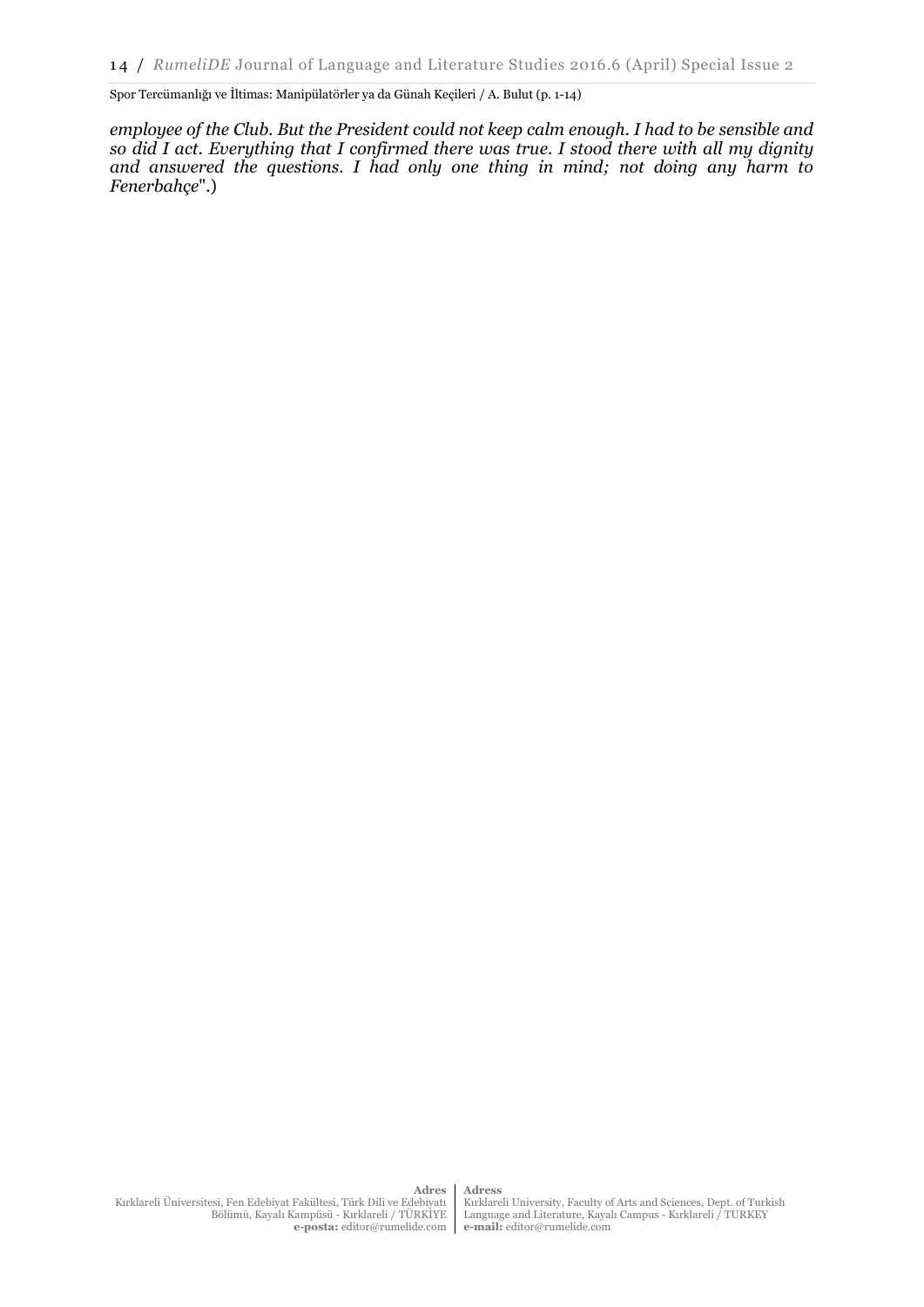*employee of the Club. But the President could not keep calm enough. I had to be sensible and so did I act. Everything that I confirmed there was true. I stood there with all my dignity and answered the questions. I had only one thing in mind; not doing any harm to Fenerbahçe*".)